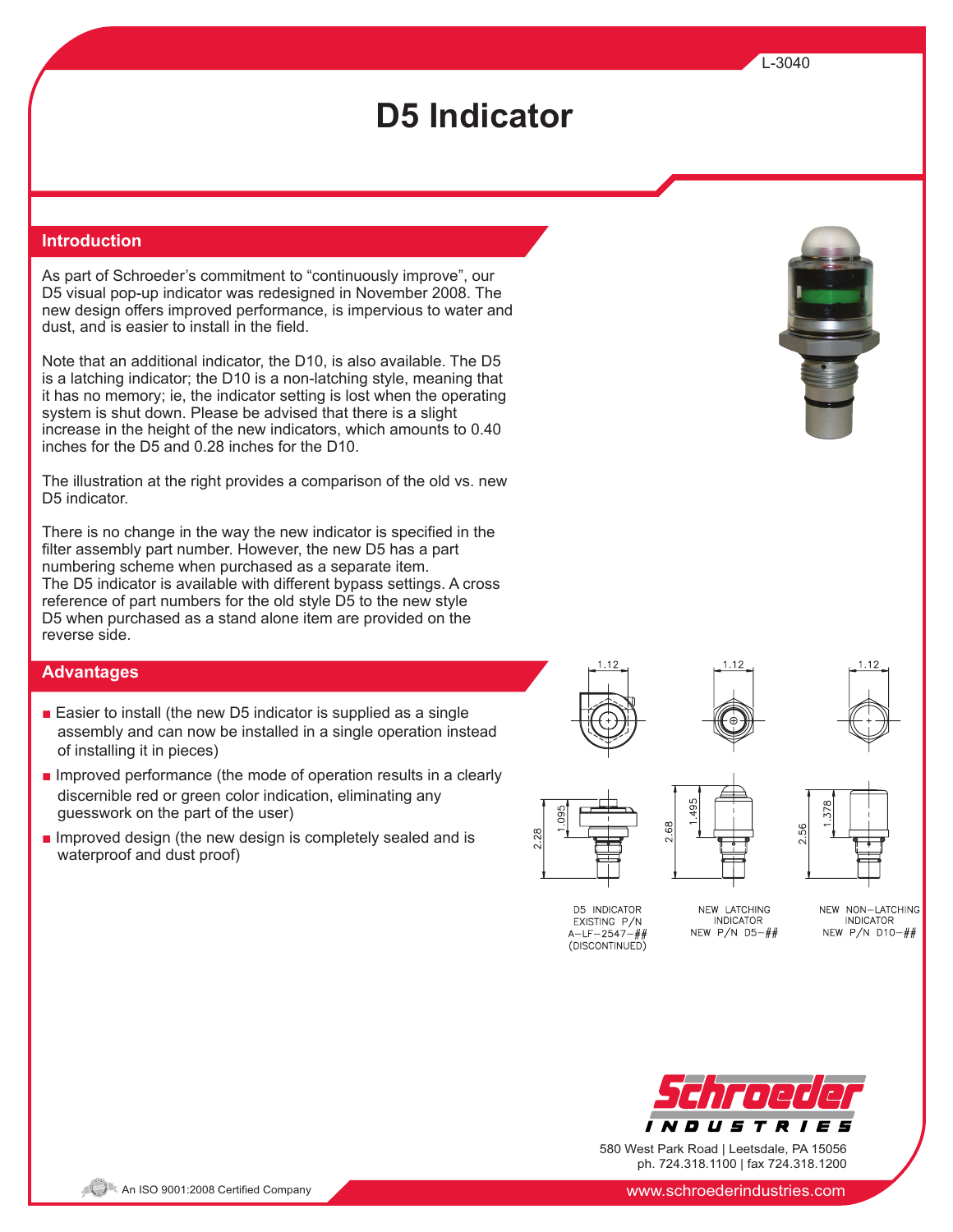L-3040

# D5 Indicator

## Introduction

As part of Schroeder's commitment to "continuously improve", our D5 visual pop-up indicator was redesigned in November 2008. The new design offers improved performance, is impervious to water and dust, and is easier to install in the field.

Note that an additional indicator, the D10, is also available. The D5 is a latching indicator; the D10 is a non-latching style, meaning that it has no memory; ie, the indicator setting is lost when the operating system is shut down. Please be advised that there is a slight increase in the height of the new indicators, which amounts to 0.40 inches for the D5 and 0.28 inches for the D10.

The illustration at the right provides a comparison of the old vs. new D5 indicator.

There is no change in the way the new indicator is specified in the filter assembly part number. However, the new D5 has a part numbering scheme when purchased as a separate item.
The D5 indicator is available with different bypass settings. A cross reference of part numbers for the old style D5 to the new style D5 when purchased as a stand alone item are provided on the reverse side.

## Advantages

- Easier to install (the new D5 indicator is supplied as a single assembly and can now be installed in a single operation instead of installing it in pieces)
- Improved performance (the mode of operation results in a clearly discernible red or green color indication, eliminating any guesswork on the part of the user)
- Improved design (the new design is completely sealed and is waterproof and dust proof)

1.12 | 1.12 | 1.12

2.28 | 1.095 | 2.68 | 1.495 | 2.56 | 1.378

D5 INDICATOR EXISTING P/N A–LF–2547–## (DISCONTINUED)

NEW LATCHING INDICATOR NEW P/N D5–##

NEW NON–LATCHING INDICATOR NEW P/N D10–##

Schroeder INDUSTRIES

580 West Park Road | Leetsdale, PA 15056
ph. 724.318.1100 | fax 724.318.1200

An ISO 9001:2008 Certified Company

www.schroederindustries.com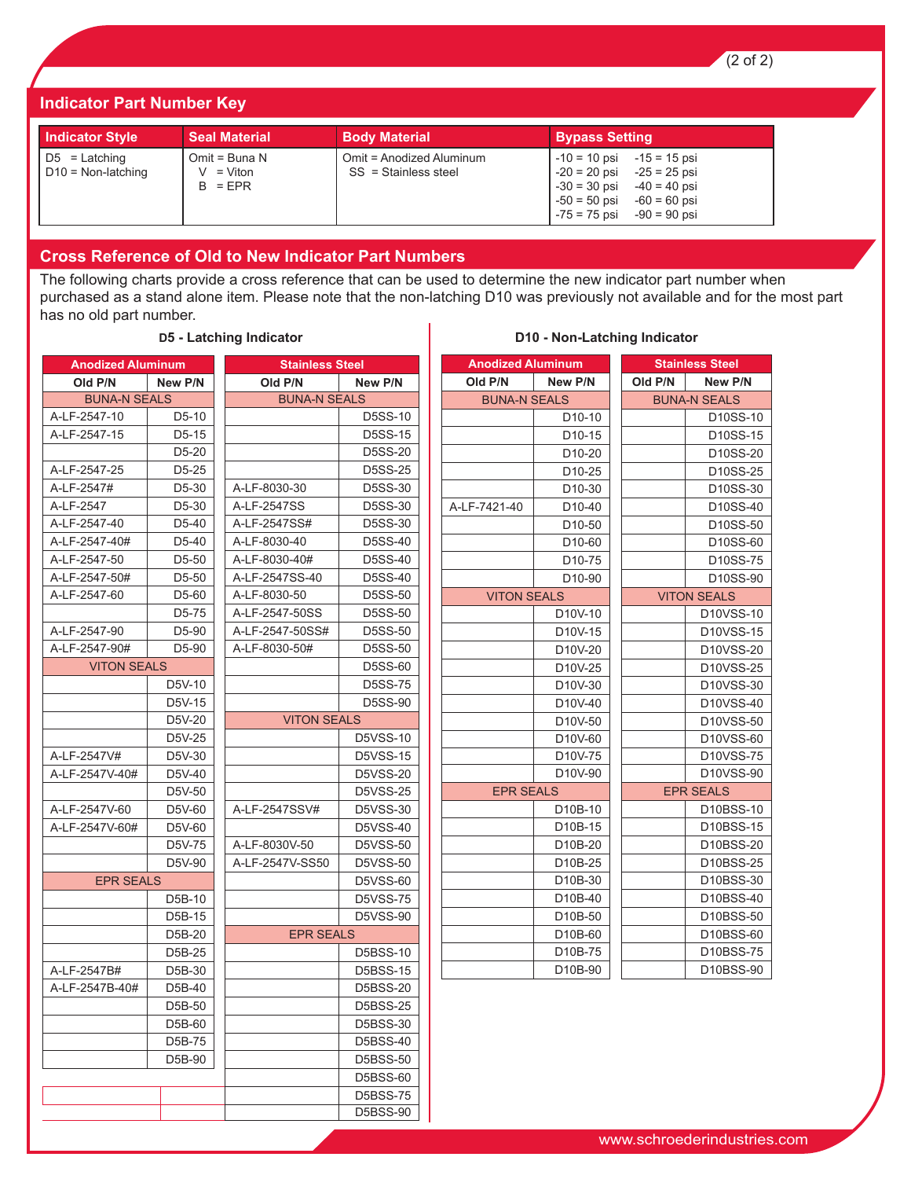## Indicator Part Number Key

| Indicator Style | Seal Material | Body Material | Bypass Setting |
|---|---|---|---|
| D5 = Latching<br>D10 = Non-latching | Omit = Buna N<br>V = Viton<br>B = EPR | Omit = Anodized Aluminum<br>SS = Stainless steel | -10 = 10 psi -15 = 15 psi<br>-20 = 20 psi -25 = 25 psi<br>-30 = 30 psi -40 = 40 psi<br>-50 = 50 psi -60 = 60 psi<br>-75 = 75 psi -90 = 90 psi |

## Cross Reference of Old to New Indicator Part Numbers

The following charts provide a cross reference that can be used to determine the new indicator part number when purchased as a stand alone item. Please note that the non-latching D10 was previously not available and for the most part has no old part number.

### D5 - Latching Indicator

| Anodized Aluminum | |
|---|---|
| **Old P/N** | **New P/N** |
| BUNA-N SEALS | |
| A-LF-2547-10 | D5-10 |
| A-LF-2547-15 | D5-15 |
| | D5-20 |
| A-LF-2547-25 | D5-25 |
| A-LF-2547# | D5-30 |
| A-LF-2547 | D5-30 |
| A-LF-2547-40 | D5-40 |
| A-LF-2547-40# | D5-40 |
| A-LF-2547-50 | D5-50 |
| A-LF-2547-50# | D5-50 |
| A-LF-2547-60 | D5-60 |
| | D5-75 |
| A-LF-2547-90 | D5-90 |
| A-LF-2547-90# | D5-90 |
| VITON SEALS | |
| | D5V-10 |
| | D5V-15 |
| | D5V-20 |
| | D5V-25 |
| A-LF-2547V# | D5V-30 |
| A-LF-2547V-40# | D5V-40 |
| | D5V-50 |
| A-LF-2547V-60 | D5V-60 |
| A-LF-2547V-60# | D5V-60 |
| | D5V-75 |
| | D5V-90 |
| EPR SEALS | |
| | D5B-10 |
| | D5B-15 |
| | D5B-20 |
| | D5B-25 |
| A-LF-2547B# | D5B-30 |
| A-LF-2547B-40# | D5B-40 |
| | D5B-50 |
| | D5B-60 |
| | D5B-75 |
| | D5B-90 |

| Stainless Steel | |
|---|---|
| **Old P/N** | **New P/N** |
| BUNA-N SEALS | |
| | D5SS-10 |
| | D5SS-15 |
| | D5SS-20 |
| | D5SS-25 |
| A-LF-8030-30 | D5SS-30 |
| A-LF-2547SS | D5SS-30 |
| A-LF-2547SS# | D5SS-30 |
| A-LF-8030-40 | D5SS-40 |
| A-LF-8030-40# | D5SS-40 |
| A-LF-2547SS-40 | D5SS-40 |
| A-LF-8030-50 | D5SS-50 |
| A-LF-2547-50SS | D5SS-50 |
| A-LF-2547-50SS# | D5SS-50 |
| A-LF-8030-50# | D5SS-50 |
| | D5SS-60 |
| | D5SS-75 |
| | D5SS-90 |
| VITON SEALS | |
| | D5VSS-10 |
| | D5VSS-15 |
| | D5VSS-20 |
| | D5VSS-25 |
| A-LF-2547SSV# | D5VSS-30 |
| | D5VSS-40 |
| A-LF-8030V-50 | D5VSS-50 |
| A-LF-2547V-SS50 | D5VSS-50 |
| | D5VSS-60 |
| | D5VSS-75 |
| | D5VSS-90 |
| EPR SEALS | |
| | D5BSS-10 |
| | D5BSS-15 |
| | D5BSS-20 |
| | D5BSS-25 |
| | D5BSS-30 |
| | D5BSS-40 |
| | D5BSS-50 |
| | D5BSS-60 |
| | D5BSS-75 |
| | D5BSS-90 |

### D10 - Non-Latching Indicator

| Anodized Aluminum | |
|---|---|
| **Old P/N** | **New P/N** |
| BUNA-N SEALS | |
| | D10-10 |
| | D10-15 |
| | D10-20 |
| | D10-25 |
| | D10-30 |
| A-LF-7421-40 | D10-40 |
| | D10-50 |
| | D10-60 |
| | D10-75 |
| | D10-90 |
| VITON SEALS | |
| | D10V-10 |
| | D10V-15 |
| | D10V-20 |
| | D10V-25 |
| | D10V-30 |
| | D10V-40 |
| | D10V-50 |
| | D10V-60 |
| | D10V-75 |
| | D10V-90 |
| EPR SEALS | |
| | D10B-10 |
| | D10B-15 |
| | D10B-20 |
| | D10B-25 |
| | D10B-30 |
| | D10B-40 |
| | D10B-50 |
| | D10B-60 |
| | D10B-75 |
| | D10B-90 |

| Stainless Steel | |
|---|---|
| **Old P/N** | **New P/N** |
| BUNA-N SEALS | |
| | D10SS-10 |
| | D10SS-15 |
| | D10SS-20 |
| | D10SS-25 |
| | D10SS-30 |
| | D10SS-40 |
| | D10SS-50 |
| | D10SS-60 |
| | D10SS-75 |
| | D10SS-90 |
| VITON SEALS | |
| | D10VSS-10 |
| | D10VSS-15 |
| | D10VSS-20 |
| | D10VSS-25 |
| | D10VSS-30 |
| | D10VSS-40 |
| | D10VSS-50 |
| | D10VSS-60 |
| | D10VSS-75 |
| | D10VSS-90 |
| EPR SEALS | |
| | D10BSS-10 |
| | D10BSS-15 |
| | D10BSS-20 |
| | D10BSS-25 |
| | D10BSS-30 |
| | D10BSS-40 |
| | D10BSS-50 |
| | D10BSS-60 |
| | D10BSS-75 |
| | D10BSS-90 |